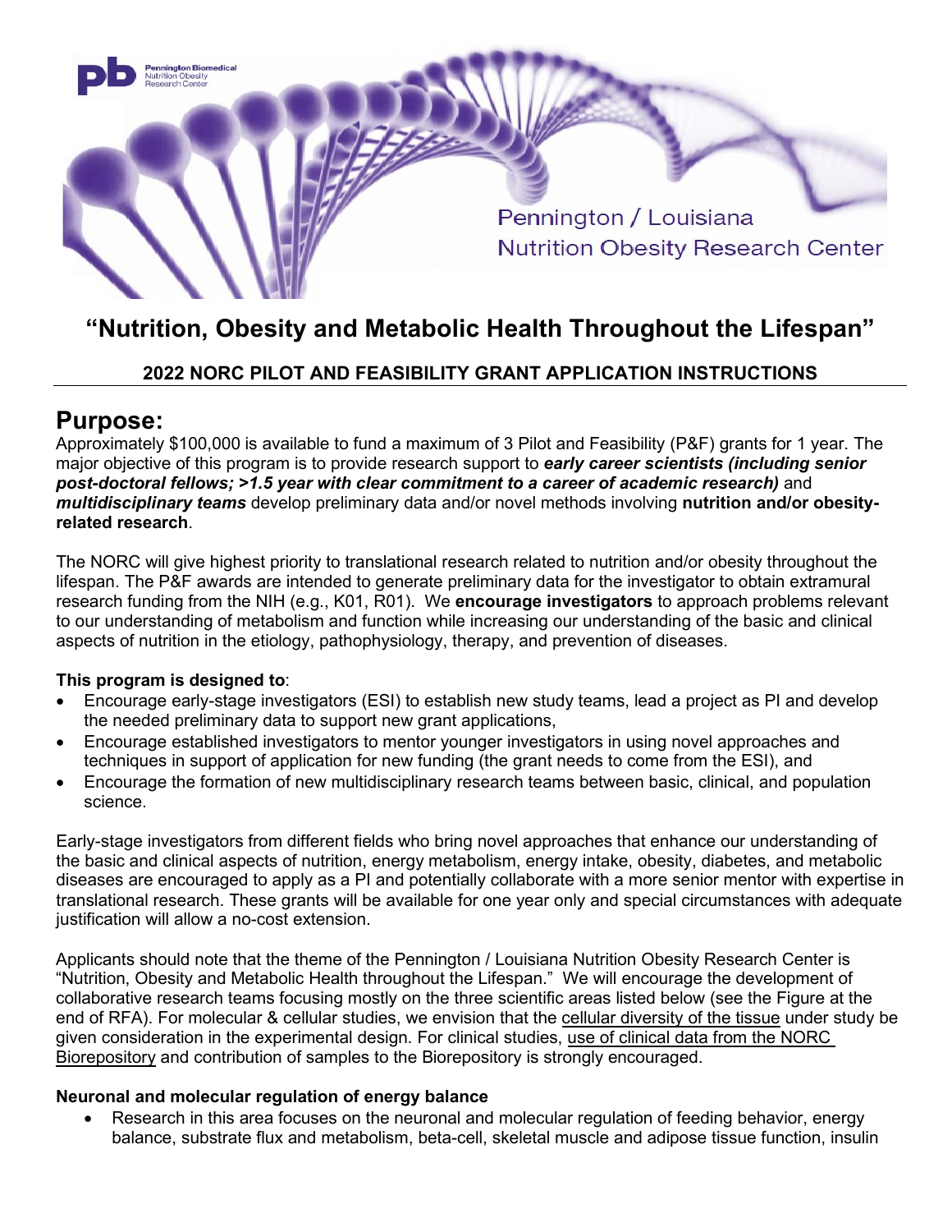Pennington / Louisiana
Nutrition Obesity Research Center

# "Nutrition, Obesity and Metabolic Health Throughout the Lifespan"

## 2022 NORC PILOT AND FEASIBILITY GRANT APPLICATION INSTRUCTIONS

# Purpose:

Approximately $100,000 is available to fund a maximum of 3 Pilot and Feasibility (P&F) grants for 1 year. The major objective of this program is to provide research support to ***early career scientists (including senior post-doctoral fellows; >1.5 year with clear commitment to a career of academic research)*** and ***multidisciplinary teams*** develop preliminary data and/or novel methods involving **nutrition and/or obesity-related research**.

The NORC will give highest priority to translational research related to nutrition and/or obesity throughout the lifespan. The P&F awards are intended to generate preliminary data for the investigator to obtain extramural research funding from the NIH (e.g., K01, R01). We **encourage investigators** to approach problems relevant to our understanding of metabolism and function while increasing our understanding of the basic and clinical aspects of nutrition in the etiology, pathophysiology, therapy, and prevention of diseases.

**This program is designed to**:

- Encourage early-stage investigators (ESI) to establish new study teams, lead a project as PI and develop the needed preliminary data to support new grant applications,
- Encourage established investigators to mentor younger investigators in using novel approaches and techniques in support of application for new funding (the grant needs to come from the ESI), and
- Encourage the formation of new multidisciplinary research teams between basic, clinical, and population science.

Early-stage investigators from different fields who bring novel approaches that enhance our understanding of the basic and clinical aspects of nutrition, energy metabolism, energy intake, obesity, diabetes, and metabolic diseases are encouraged to apply as a PI and potentially collaborate with a more senior mentor with expertise in translational research. These grants will be available for one year only and special circumstances with adequate justification will allow a no-cost extension.

Applicants should note that the theme of the Pennington / Louisiana Nutrition Obesity Research Center is "Nutrition, Obesity and Metabolic Health throughout the Lifespan." We will encourage the development of collaborative research teams focusing mostly on the three scientific areas listed below (see the Figure at the end of RFA). For molecular & cellular studies, we envision that the cellular diversity of the tissue under study be given consideration in the experimental design. For clinical studies, use of clinical data from the NORC Biorepository and contribution of samples to the Biorepository is strongly encouraged.

**Neuronal and molecular regulation of energy balance**

- Research in this area focuses on the neuronal and molecular regulation of feeding behavior, energy balance, substrate flux and metabolism, beta-cell, skeletal muscle and adipose tissue function, insulin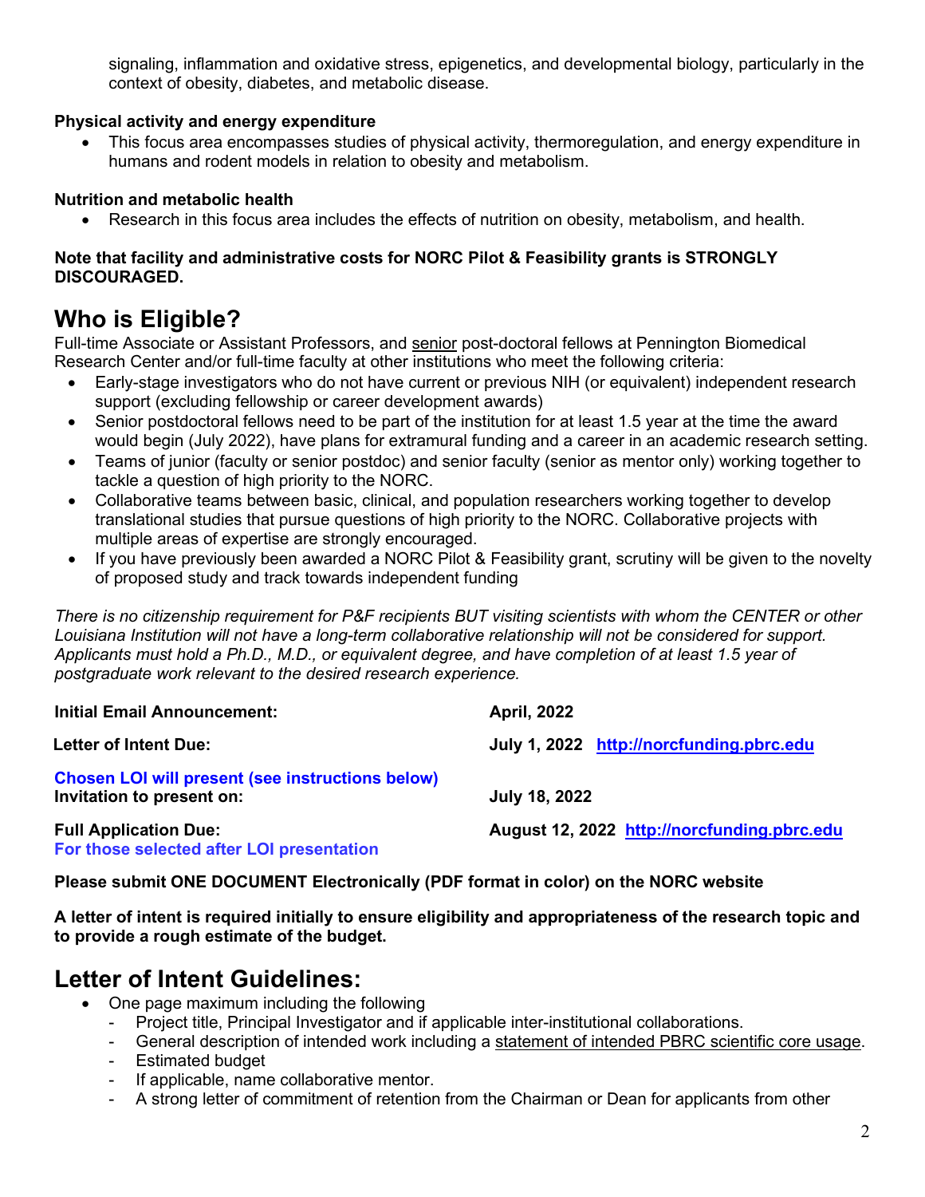signaling, inflammation and oxidative stress, epigenetics, and developmental biology, particularly in the context of obesity, diabetes, and metabolic disease.

**Physical activity and energy expenditure**

- This focus area encompasses studies of physical activity, thermoregulation, and energy expenditure in humans and rodent models in relation to obesity and metabolism.

**Nutrition and metabolic health**

- Research in this focus area includes the effects of nutrition on obesity, metabolism, and health.

**Note that facility and administrative costs for NORC Pilot & Feasibility grants is STRONGLY DISCOURAGED.**

# Who is Eligible?

Full-time Associate or Assistant Professors, and senior post-doctoral fellows at Pennington Biomedical Research Center and/or full-time faculty at other institutions who meet the following criteria:

- Early-stage investigators who do not have current or previous NIH (or equivalent) independent research support (excluding fellowship or career development awards)
- Senior postdoctoral fellows need to be part of the institution for at least 1.5 year at the time the award would begin (July 2022), have plans for extramural funding and a career in an academic research setting.
- Teams of junior (faculty or senior postdoc) and senior faculty (senior as mentor only) working together to tackle a question of high priority to the NORC.
- Collaborative teams between basic, clinical, and population researchers working together to develop translational studies that pursue questions of high priority to the NORC. Collaborative projects with multiple areas of expertise are strongly encouraged.
- If you have previously been awarded a NORC Pilot & Feasibility grant, scrutiny will be given to the novelty of proposed study and track towards independent funding

*There is no citizenship requirement for P&F recipients BUT visiting scientists with whom the CENTER or other Louisiana Institution will not have a long-term collaborative relationship will not be considered for support. Applicants must hold a Ph.D., M.D., or equivalent degree, and have completion of at least 1.5 year of postgraduate work relevant to the desired research experience.*

| | |
|---|---|
| **Initial Email Announcement:** | **April, 2022** |
| **Letter of Intent Due:** | **July 1, 2022** **http://norcfunding.pbrc.edu** |
| **Chosen LOI will present (see instructions below)** **Invitation to present on:** | **July 18, 2022** |
| **Full Application Due:** **For those selected after LOI presentation** | **August 12, 2022** **http://norcfunding.pbrc.edu** |

**Please submit ONE DOCUMENT Electronically (PDF format in color) on the NORC website**

**A letter of intent is required initially to ensure eligibility and appropriateness of the research topic and to provide a rough estimate of the budget.**

# Letter of Intent Guidelines:

- One page maximum including the following
  - Project title, Principal Investigator and if applicable inter-institutional collaborations.
  - General description of intended work including a statement of intended PBRC scientific core usage.
  - Estimated budget
  - If applicable, name collaborative mentor.
  - A strong letter of commitment of retention from the Chairman or Dean for applicants from other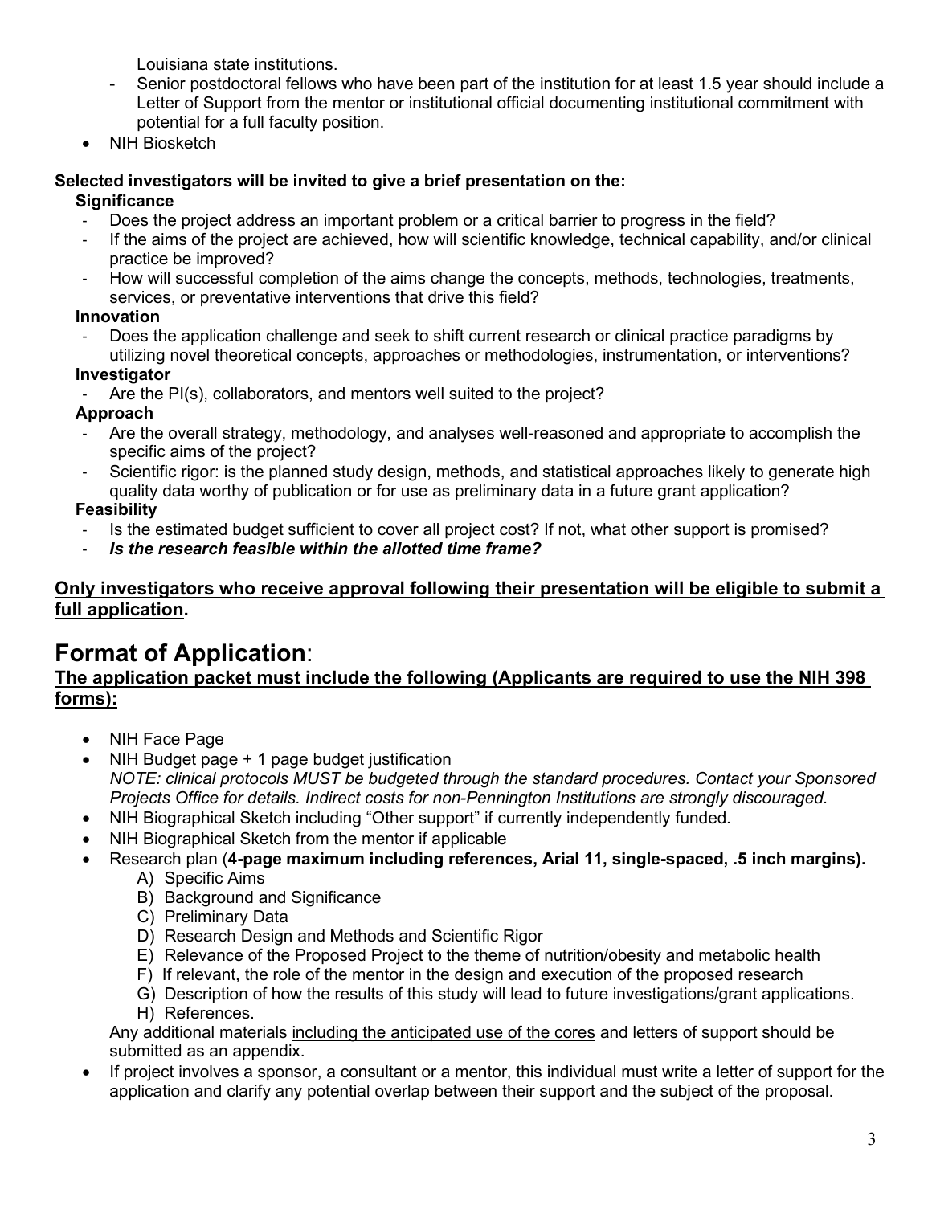Louisiana state institutions.

- Senior postdoctoral fellows who have been part of the institution for at least 1.5 year should include a Letter of Support from the mentor or institutional official documenting institutional commitment with potential for a full faculty position.

- NIH Biosketch

**Selected investigators will be invited to give a brief presentation on the:**

**Significance**

- Does the project address an important problem or a critical barrier to progress in the field?
- If the aims of the project are achieved, how will scientific knowledge, technical capability, and/or clinical practice be improved?
- How will successful completion of the aims change the concepts, methods, technologies, treatments, services, or preventative interventions that drive this field?

**Innovation**

- Does the application challenge and seek to shift current research or clinical practice paradigms by utilizing novel theoretical concepts, approaches or methodologies, instrumentation, or interventions?

**Investigator**

- Are the PI(s), collaborators, and mentors well suited to the project?

**Approach**

- Are the overall strategy, methodology, and analyses well-reasoned and appropriate to accomplish the specific aims of the project?
- Scientific rigor: is the planned study design, methods, and statistical approaches likely to generate high quality data worthy of publication or for use as preliminary data in a future grant application?

**Feasibility**

- Is the estimated budget sufficient to cover all project cost? If not, what other support is promised?
- ***Is the research feasible within the allotted time frame?***

<u>**Only investigators who receive approval following their presentation will be eligible to submit a full application**</u>.

# Format of Application:

<u>**The application packet must include the following (Applicants are required to use the NIH 398 forms):**</u>

- NIH Face Page
- NIH Budget page + 1 page budget justification
  *NOTE: clinical protocols MUST be budgeted through the standard procedures. Contact your Sponsored Projects Office for details. Indirect costs for non-Pennington Institutions are strongly discouraged.*
- NIH Biographical Sketch including "Other support" if currently independently funded.
- NIH Biographical Sketch from the mentor if applicable
- Research plan (**4-page maximum including references, Arial 11, single-spaced, .5 inch margins).**
  - A) Specific Aims
  - B) Background and Significance
  - C) Preliminary Data
  - D) Research Design and Methods and Scientific Rigor
  - E) Relevance of the Proposed Project to the theme of nutrition/obesity and metabolic health
  - F) If relevant, the role of the mentor in the design and execution of the proposed research
  - G) Description of how the results of this study will lead to future investigations/grant applications.
  - H) References.

  Any additional materials <u>including the anticipated use of the cores</u> and letters of support should be submitted as an appendix.
- If project involves a sponsor, a consultant or a mentor, this individual must write a letter of support for the application and clarify any potential overlap between their support and the subject of the proposal.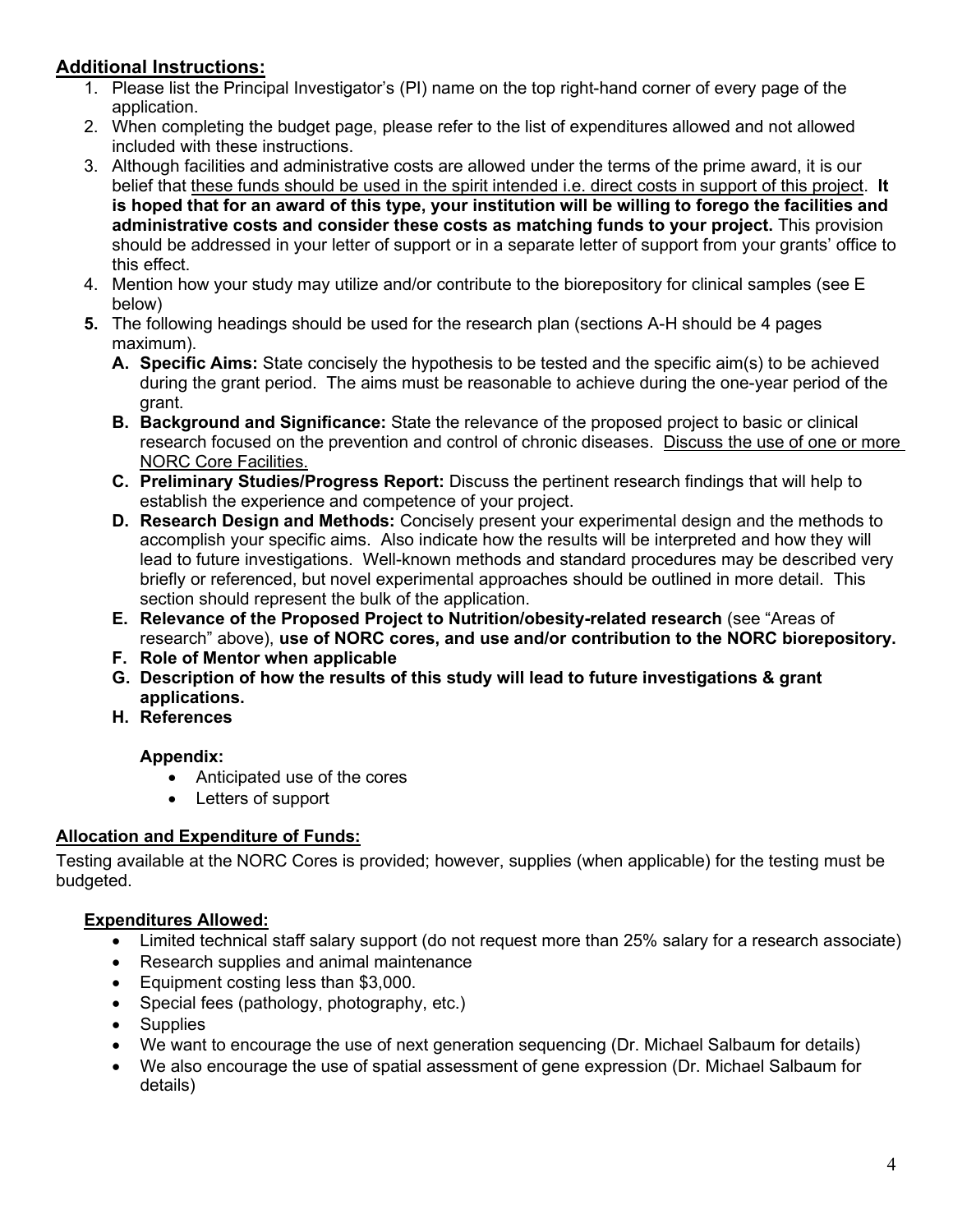## Additional Instructions:

1. Please list the Principal Investigator's (PI) name on the top right-hand corner of every page of the application.
2. When completing the budget page, please refer to the list of expenditures allowed and not allowed included with these instructions.
3. Although facilities and administrative costs are allowed under the terms of the prime award, it is our belief that <u>these funds should be used in the spirit intended i.e. direct costs in support of this project</u>. **It is hoped that for an award of this type, your institution will be willing to forego the facilities and administrative costs and consider these costs as matching funds to your project.** This provision should be addressed in your letter of support or in a separate letter of support from your grants' office to this effect.
4. Mention how your study may utilize and/or contribute to the biorepository for clinical samples (see E below)
5. The following headings should be used for the research plan (sections A-H should be 4 pages maximum).
   - **A. Specific Aims:** State concisely the hypothesis to be tested and the specific aim(s) to be achieved during the grant period. The aims must be reasonable to achieve during the one-year period of the grant.
   - **B. Background and Significance:** State the relevance of the proposed project to basic or clinical research focused on the prevention and control of chronic diseases. <u>Discuss the use of one or more NORC Core Facilities.</u>
   - **C. Preliminary Studies/Progress Report:** Discuss the pertinent research findings that will help to establish the experience and competence of your project.
   - **D. Research Design and Methods:** Concisely present your experimental design and the methods to accomplish your specific aims. Also indicate how the results will be interpreted and how they will lead to future investigations. Well-known methods and standard procedures may be described very briefly or referenced, but novel experimental approaches should be outlined in more detail. This section should represent the bulk of the application.
   - **E. Relevance of the Proposed Project to Nutrition/obesity-related research** (see "Areas of research" above), **use of NORC cores, and use and/or contribution to the NORC biorepository.**
   - **F. Role of Mentor when applicable**
   - **G. Description of how the results of this study will lead to future investigations & grant applications.**
   - **H. References**

   **Appendix:**
   - Anticipated use of the cores
   - Letters of support

## Allocation and Expenditure of Funds:

Testing available at the NORC Cores is provided; however, supplies (when applicable) for the testing must be budgeted.

### Expenditures Allowed:

- Limited technical staff salary support (do not request more than 25% salary for a research associate)
- Research supplies and animal maintenance
- Equipment costing less than $3,000.
- Special fees (pathology, photography, etc.)
- Supplies
- We want to encourage the use of next generation sequencing (Dr. Michael Salbaum for details)
- We also encourage the use of spatial assessment of gene expression (Dr. Michael Salbaum for details)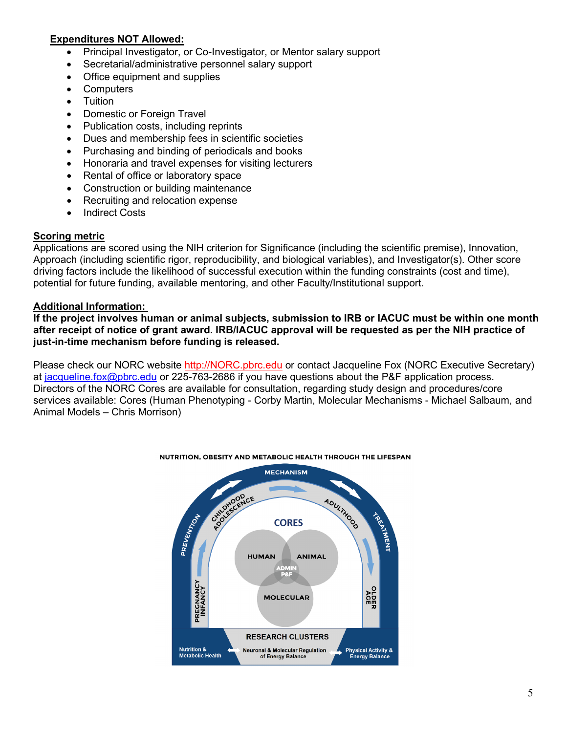**Expenditures NOT Allowed:**

- Principal Investigator, or Co-Investigator, or Mentor salary support
- Secretarial/administrative personnel salary support
- Office equipment and supplies
- Computers
- Tuition
- Domestic or Foreign Travel
- Publication costs, including reprints
- Dues and membership fees in scientific societies
- Purchasing and binding of periodicals and books
- Honoraria and travel expenses for visiting lecturers
- Rental of office or laboratory space
- Construction or building maintenance
- Recruiting and relocation expense
- Indirect Costs

**Scoring metric**

Applications are scored using the NIH criterion for Significance (including the scientific premise), Innovation, Approach (including scientific rigor, reproducibility, and biological variables), and Investigator(s). Other score driving factors include the likelihood of successful execution within the funding constraints (cost and time), potential for future funding, available mentoring, and other Faculty/Institutional support.

**Additional Information:**

**If the project involves human or animal subjects, submission to IRB or IACUC must be within one month after receipt of notice of grant award. IRB/IACUC approval will be requested as per the NIH practice of just-in-time mechanism before funding is released.**

Please check our NORC website http://NORC.pbrc.edu or contact Jacqueline Fox (NORC Executive Secretary) at jacqueline.fox@pbrc.edu or 225-763-2686 if you have questions about the P&F application process. Directors of the NORC Cores are available for consultation, regarding study design and procedures/core services available: Cores (Human Phenotyping - Corby Martin, Molecular Mechanisms - Michael Salbaum, and Animal Models – Chris Morrison)

NUTRITION, OBESITY AND METABOLIC HEALTH THROUGH THE LIFESPAN

MECHANISM

PREVENTION

TREATMENT

CHILDHOOD ADOLESCENCE

ADULTHOOD

PREGNANCY INFANCY

OLDER AGE

CORES

HUMAN

ANIMAL

ADMIN P&F

MOLECULAR

RESEARCH CLUSTERS

Nutrition & Metabolic Health

Neuronal & Molecular Regulation of Energy Balance

Physical Activity & Energy Balance